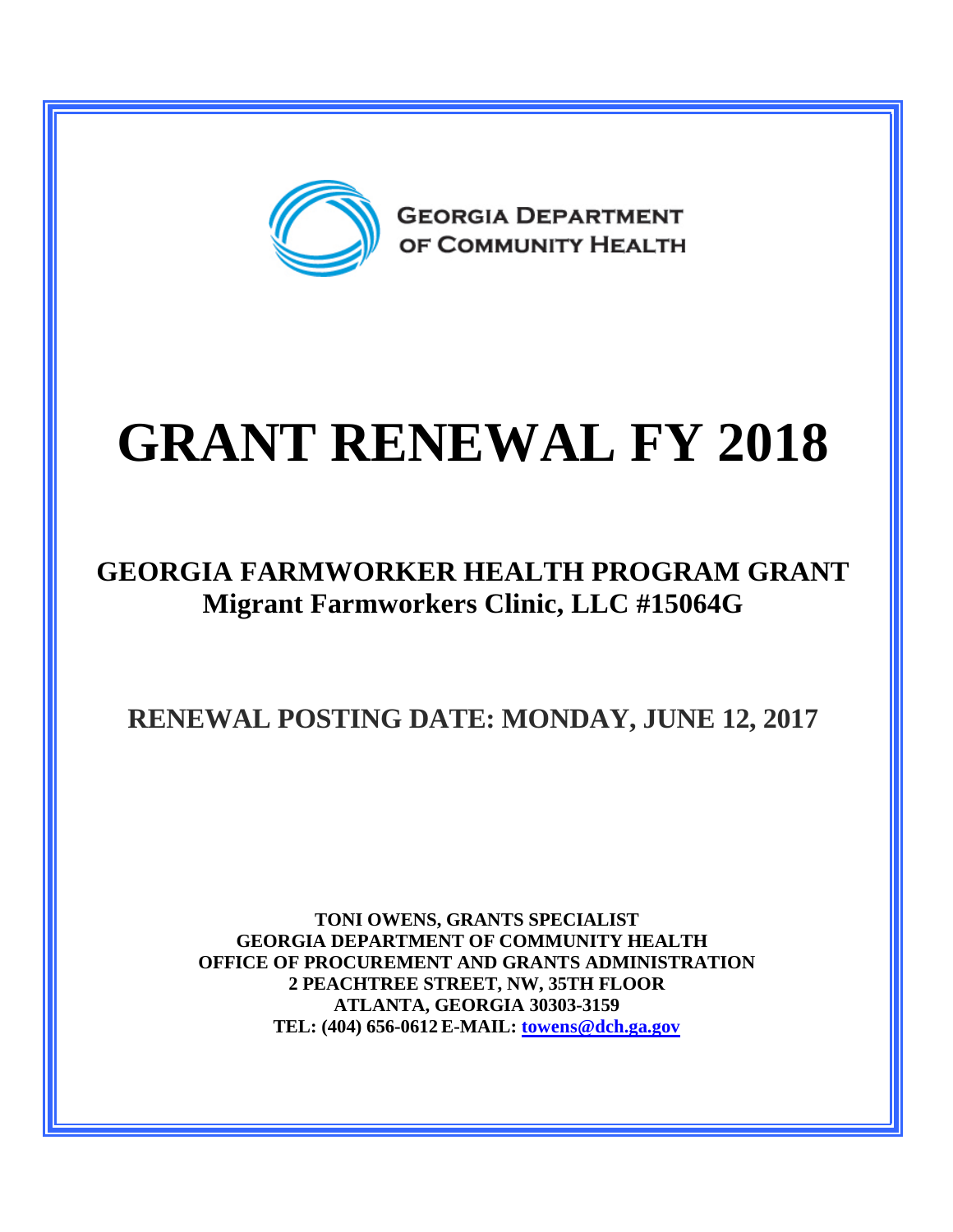GEORGIA DEPARTMENT OF COMMUNITY HEALTH

# GRANT RENEWAL FY 2018

## GEORGIA FARMWORKER HEALTH PROGRAM GRANT
## Migrant Farmworkers Clinic, LLC #15064G

## RENEWAL POSTING DATE: MONDAY, JUNE 12, 2017

**TONI OWENS, GRANTS SPECIALIST**
**GEORGIA DEPARTMENT OF COMMUNITY HEALTH**
**OFFICE OF PROCUREMENT AND GRANTS ADMINISTRATION**
**2 PEACHTREE STREET, NW, 35TH FLOOR**
**ATLANTA, GEORGIA 30303-3159**
**TEL: (404) 656-0612 E-MAIL: towens@dch.ga.gov**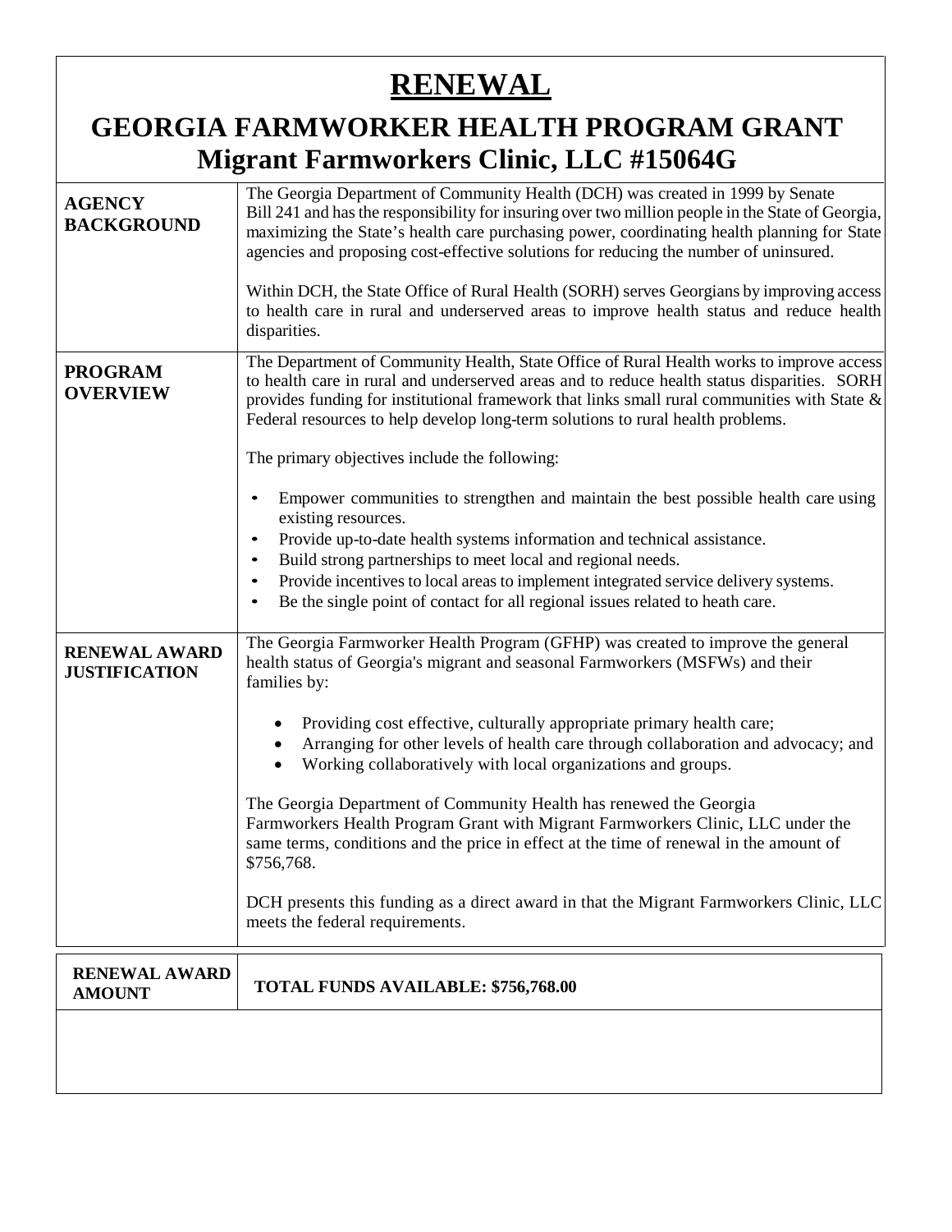# RENEWAL

## GEORGIA FARMWORKER HEALTH PROGRAM GRANT
## Migrant Farmworkers Clinic, LLC #15064G

| | |
|---|---|
| **AGENCY BACKGROUND** | The Georgia Department of Community Health (DCH) was created in 1999 by Senate Bill 241 and has the responsibility for insuring over two million people in the State of Georgia, maximizing the State's health care purchasing power, coordinating health planning for State agencies and proposing cost-effective solutions for reducing the number of uninsured.<br><br>Within DCH, the State Office of Rural Health (SORH) serves Georgians by improving access to health care in rural and underserved areas to improve health status and reduce health disparities. |
| **PROGRAM OVERVIEW** | The Department of Community Health, State Office of Rural Health works to improve access to health care in rural and underserved areas and to reduce health status disparities. SORH provides funding for institutional framework that links small rural communities with State & Federal resources to help develop long-term solutions to rural health problems.<br><br>The primary objectives include the following:<br><br>• Empower communities to strengthen and maintain the best possible health care using existing resources.<br>• Provide up-to-date health systems information and technical assistance.<br>• Build strong partnerships to meet local and regional needs.<br>• Provide incentives to local areas to implement integrated service delivery systems.<br>• Be the single point of contact for all regional issues related to heath care. |
| **RENEWAL AWARD JUSTIFICATION** | The Georgia Farmworker Health Program (GFHP) was created to improve the general health status of Georgia's migrant and seasonal Farmworkers (MSFWs) and their families by:<br><br>• Providing cost effective, culturally appropriate primary health care;<br>• Arranging for other levels of health care through collaboration and advocacy; and<br>• Working collaboratively with local organizations and groups.<br><br>The Georgia Department of Community Health has renewed the Georgia Farmworkers Health Program Grant with Migrant Farmworkers Clinic, LLC under the same terms, conditions and the price in effect at the time of renewal in the amount of $756,768.<br><br>DCH presents this funding as a direct award in that the Migrant Farmworkers Clinic, LLC meets the federal requirements. |
| **RENEWAL AWARD AMOUNT** | **TOTAL FUNDS AVAILABLE: $756,768.00** |